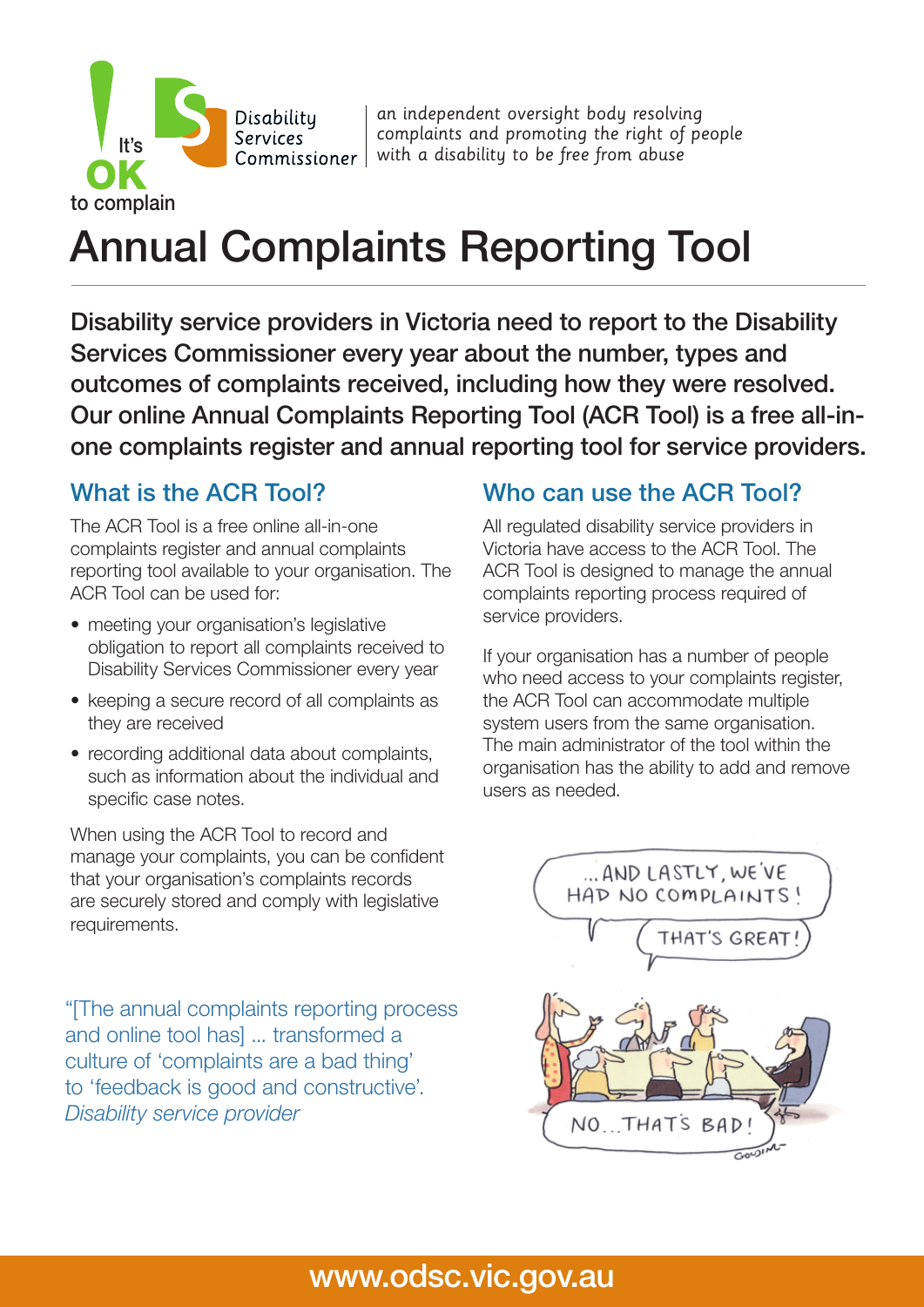It's OK to complain

Disability Services Commissioner

*an independent oversight body resolving complaints and promoting the right of people with a disability to be free from abuse*

# Annual Complaints Reporting Tool

**Disability service providers in Victoria need to report to the Disability Services Commissioner every year about the number, types and outcomes of complaints received, including how they were resolved. Our online Annual Complaints Reporting Tool (ACR Tool) is a free all-in-one complaints register and annual reporting tool for service providers.**

## What is the ACR Tool?

The ACR Tool is a free online all-in-one complaints register and annual complaints reporting tool available to your organisation. The ACR Tool can be used for:

- meeting your organisation's legislative obligation to report all complaints received to Disability Services Commissioner every year
- keeping a secure record of all complaints as they are received
- recording additional data about complaints, such as information about the individual and specific case notes.

When using the ACR Tool to record and manage your complaints, you can be confident that your organisation's complaints records are securely stored and comply with legislative requirements.

"[The annual complaints reporting process and online tool has] ... transformed a culture of 'complaints are a bad thing' to 'feedback is good and constructive'.
*Disability service provider*

## Who can use the ACR Tool?

All regulated disability service providers in Victoria have access to the ACR Tool. The ACR Tool is designed to manage the annual complaints reporting process required of service providers.

If your organisation has a number of people who need access to your complaints register, the ACR Tool can accommodate multiple system users from the same organisation. The main administrator of the tool within the organisation has the ability to add and remove users as needed.

...AND LASTLY, WE'VE HAD NO COMPLAINTS!

THAT'S GREAT!

NO...THAT'S BAD!

www.odsc.vic.gov.au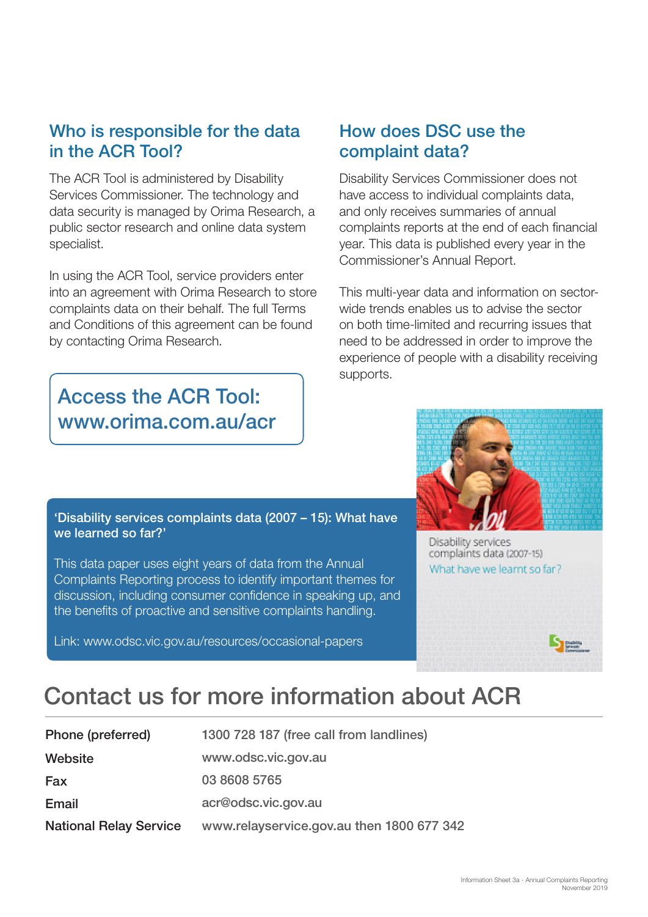## Who is responsible for the data in the ACR Tool?

The ACR Tool is administered by Disability Services Commissioner. The technology and data security is managed by Orima Research, a public sector research and online data system specialist.

In using the ACR Tool, service providers enter into an agreement with Orima Research to store complaints data on their behalf. The full Terms and Conditions of this agreement can be found by contacting Orima Research.

## How does DSC use the complaint data?

Disability Services Commissioner does not have access to individual complaints data, and only receives summaries of annual complaints reports at the end of each financial year. This data is published every year in the Commissioner's Annual Report.

This multi-year data and information on sector-wide trends enables us to advise the sector on both time-limited and recurring issues that need to be addressed in order to improve the experience of people with a disability receiving supports.

### Access the ACR Tool: www.orima.com.au/acr

**'Disability services complaints data (2007 – 15): What have we learned so far?'**

This data paper uses eight years of data from the Annual Complaints Reporting process to identify important themes for discussion, including consumer confidence in speaking up, and the benefits of proactive and sensitive complaints handling.

Link: www.odsc.vic.gov.au/resources/occasional-papers

Disability services complaints data (2007-15)
What have we learnt so far?

## Contact us for more information about ACR

| | |
|---|---|
| **Phone (preferred)** | 1300 728 187 (free call from landlines) |
| **Website** | www.odsc.vic.gov.au |
| **Fax** | 03 8608 5765 |
| **Email** | acr@odsc.vic.gov.au |
| **National Relay Service** | www.relayservice.gov.au then 1800 677 342 |

Information Sheet 3a - Annual Complaints Reporting
November 2019